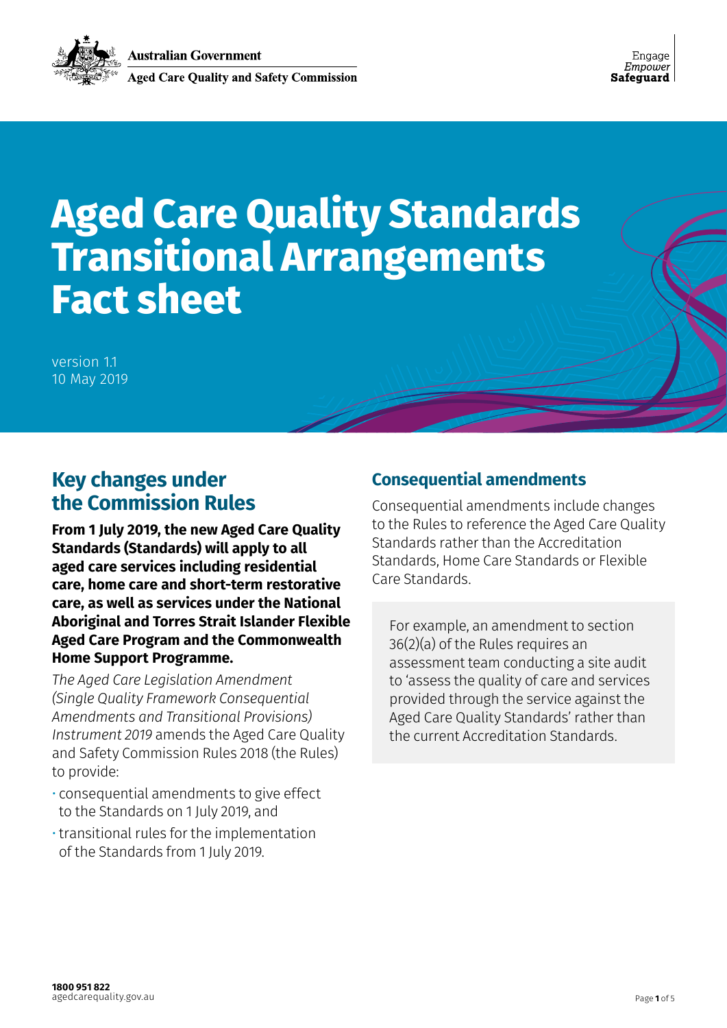Australian Government

Aged Care Quality and Safety Commission

Engage
*Empower*
**Safeguard**

# Aged Care Quality Standards Transitional Arrangements Fact sheet

version 1.1
10 May 2019

## Key changes under the Commission Rules

**From 1 July 2019, the new Aged Care Quality Standards (Standards) will apply to all aged care services including residential care, home care and short-term restorative care, as well as services under the National Aboriginal and Torres Strait Islander Flexible Aged Care Program and the Commonwealth Home Support Programme.**

*The Aged Care Legislation Amendment (Single Quality Framework Consequential Amendments and Transitional Provisions) Instrument 2019* amends the Aged Care Quality and Safety Commission Rules 2018 (the Rules) to provide:

- consequential amendments to give effect to the Standards on 1 July 2019, and
- transitional rules for the implementation of the Standards from 1 July 2019.

## Consequential amendments

Consequential amendments include changes to the Rules to reference the Aged Care Quality Standards rather than the Accreditation Standards, Home Care Standards or Flexible Care Standards.

For example, an amendment to section 36(2)(a) of the Rules requires an assessment team conducting a site audit to 'assess the quality of care and services provided through the service against the Aged Care Quality Standards' rather than the current Accreditation Standards.

**1800 951 822**
agedcarequality.gov.au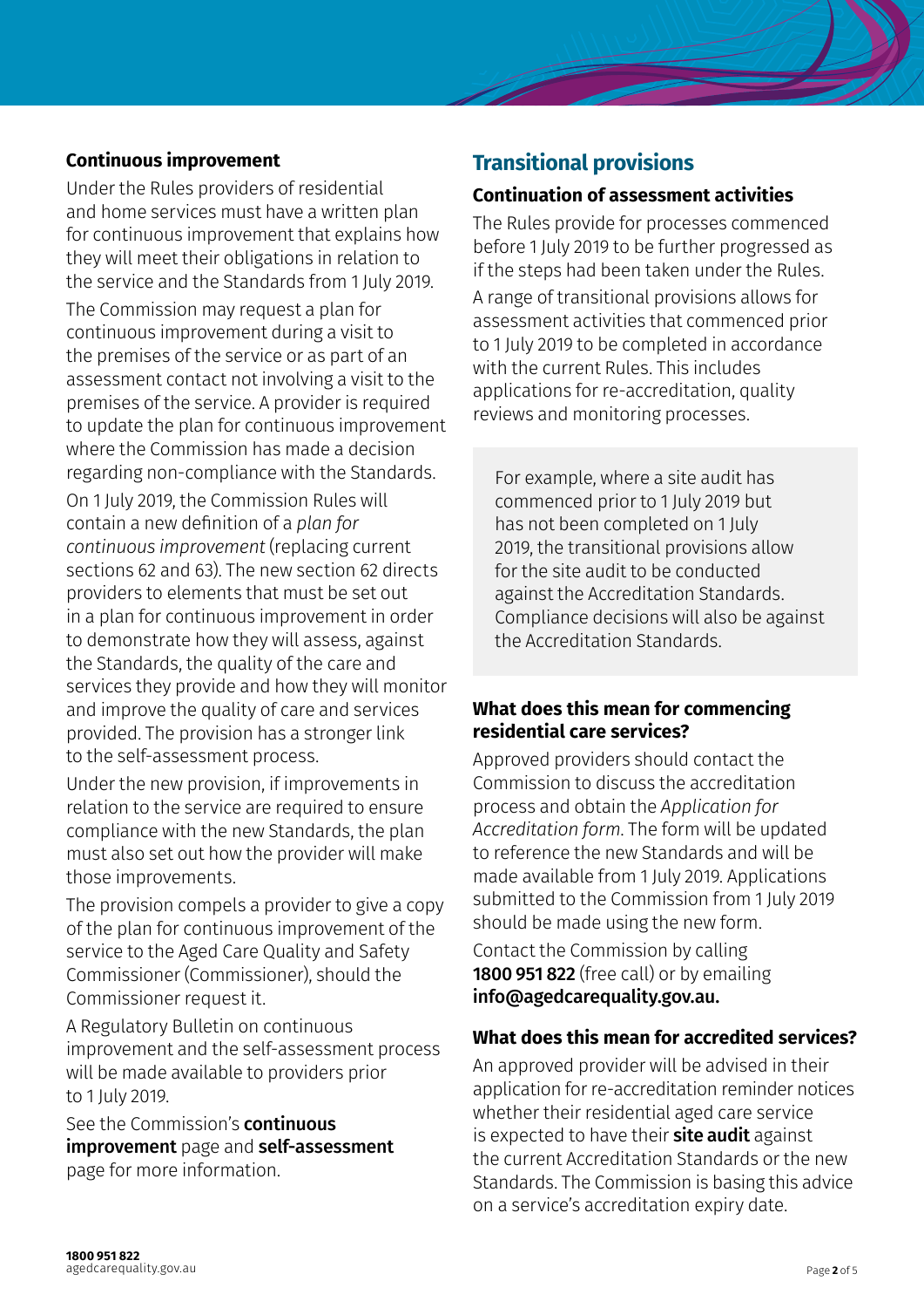### Continuous improvement

Under the Rules providers of residential and home services must have a written plan for continuous improvement that explains how they will meet their obligations in relation to the service and the Standards from 1 July 2019.

The Commission may request a plan for continuous improvement during a visit to the premises of the service or as part of an assessment contact not involving a visit to the premises of the service. A provider is required to update the plan for continuous improvement where the Commission has made a decision regarding non-compliance with the Standards.

On 1 July 2019, the Commission Rules will contain a new definition of a *plan for continuous improvement* (replacing current sections 62 and 63). The new section 62 directs providers to elements that must be set out in a plan for continuous improvement in order to demonstrate how they will assess, against the Standards, the quality of the care and services they provide and how they will monitor and improve the quality of care and services provided. The provision has a stronger link to the self-assessment process.

Under the new provision, if improvements in relation to the service are required to ensure compliance with the new Standards, the plan must also set out how the provider will make those improvements.

The provision compels a provider to give a copy of the plan for continuous improvement of the service to the Aged Care Quality and Safety Commissioner (Commissioner), should the Commissioner request it.

A Regulatory Bulletin on continuous improvement and the self-assessment process will be made available to providers prior to 1 July 2019.

See the Commission's **continuous improvement** page and **self-assessment** page for more information.

## Transitional provisions

### Continuation of assessment activities

The Rules provide for processes commenced before 1 July 2019 to be further progressed as if the steps had been taken under the Rules.

A range of transitional provisions allows for assessment activities that commenced prior to 1 July 2019 to be completed in accordance with the current Rules. This includes applications for re-accreditation, quality reviews and monitoring processes.

For example, where a site audit has commenced prior to 1 July 2019 but has not been completed on 1 July 2019, the transitional provisions allow for the site audit to be conducted against the Accreditation Standards. Compliance decisions will also be against the Accreditation Standards.

### What does this mean for commencing residential care services?

Approved providers should contact the Commission to discuss the accreditation process and obtain the *Application for Accreditation form*. The form will be updated to reference the new Standards and will be made available from 1 July 2019. Applications submitted to the Commission from 1 July 2019 should be made using the new form.

Contact the Commission by calling **1800 951 822** (free call) or by emailing **info@agedcarequality.gov.au.**

### What does this mean for accredited services?

An approved provider will be advised in their application for re-accreditation reminder notices whether their residential aged care service is expected to have their **site audit** against the current Accreditation Standards or the new Standards. The Commission is basing this advice on a service's accreditation expiry date.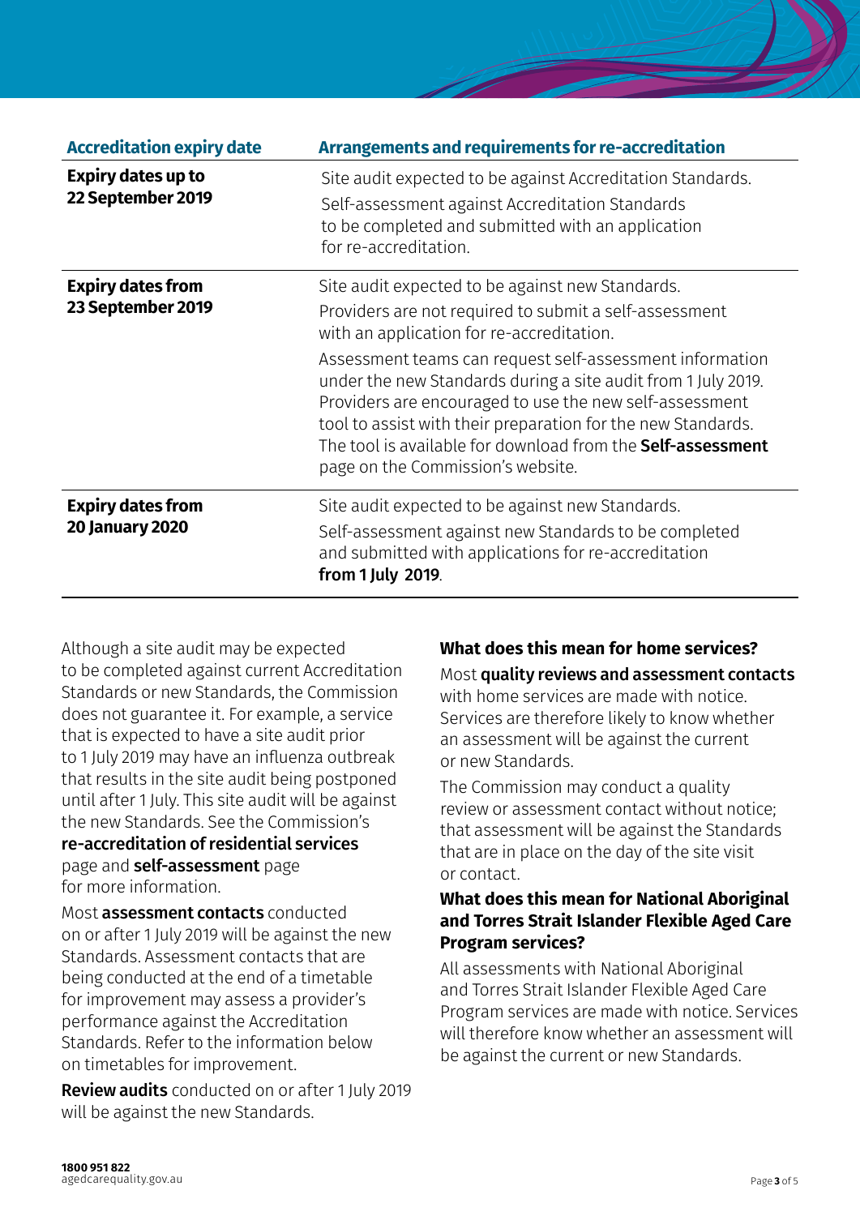| Accreditation expiry date | Arrangements and requirements for re-accreditation |
|---|---|
| **Expiry dates up to 22 September 2019** | Site audit expected to be against Accreditation Standards. Self-assessment against Accreditation Standards to be completed and submitted with an application for re-accreditation. |
| **Expiry dates from 23 September 2019** | Site audit expected to be against new Standards. Providers are not required to submit a self-assessment with an application for re-accreditation. Assessment teams can request self-assessment information under the new Standards during a site audit from 1 July 2019. Providers are encouraged to use the new self-assessment tool to assist with their preparation for the new Standards. The tool is available for download from the **Self-assessment** page on the Commission's website. |
| **Expiry dates from 20 January 2020** | Site audit expected to be against new Standards. Self-assessment against new Standards to be completed and submitted with applications for re-accreditation **from 1 July 2019**. |

Although a site audit may be expected to be completed against current Accreditation Standards or new Standards, the Commission does not guarantee it. For example, a service that is expected to have a site audit prior to 1 July 2019 may have an influenza outbreak that results in the site audit being postponed until after 1 July. This site audit will be against the new Standards. See the Commission's **re-accreditation of residential services** page and **self-assessment** page for more information.

Most **assessment contacts** conducted on or after 1 July 2019 will be against the new Standards. Assessment contacts that are being conducted at the end of a timetable for improvement may assess a provider's performance against the Accreditation Standards. Refer to the information below on timetables for improvement.

**Review audits** conducted on or after 1 July 2019 will be against the new Standards.

### What does this mean for home services?

Most **quality reviews and assessment contacts** with home services are made with notice. Services are therefore likely to know whether an assessment will be against the current or new Standards.

The Commission may conduct a quality review or assessment contact without notice; that assessment will be against the Standards that are in place on the day of the site visit or contact.

### What does this mean for National Aboriginal and Torres Strait Islander Flexible Aged Care Program services?

All assessments with National Aboriginal and Torres Strait Islander Flexible Aged Care Program services are made with notice. Services will therefore know whether an assessment will be against the current or new Standards.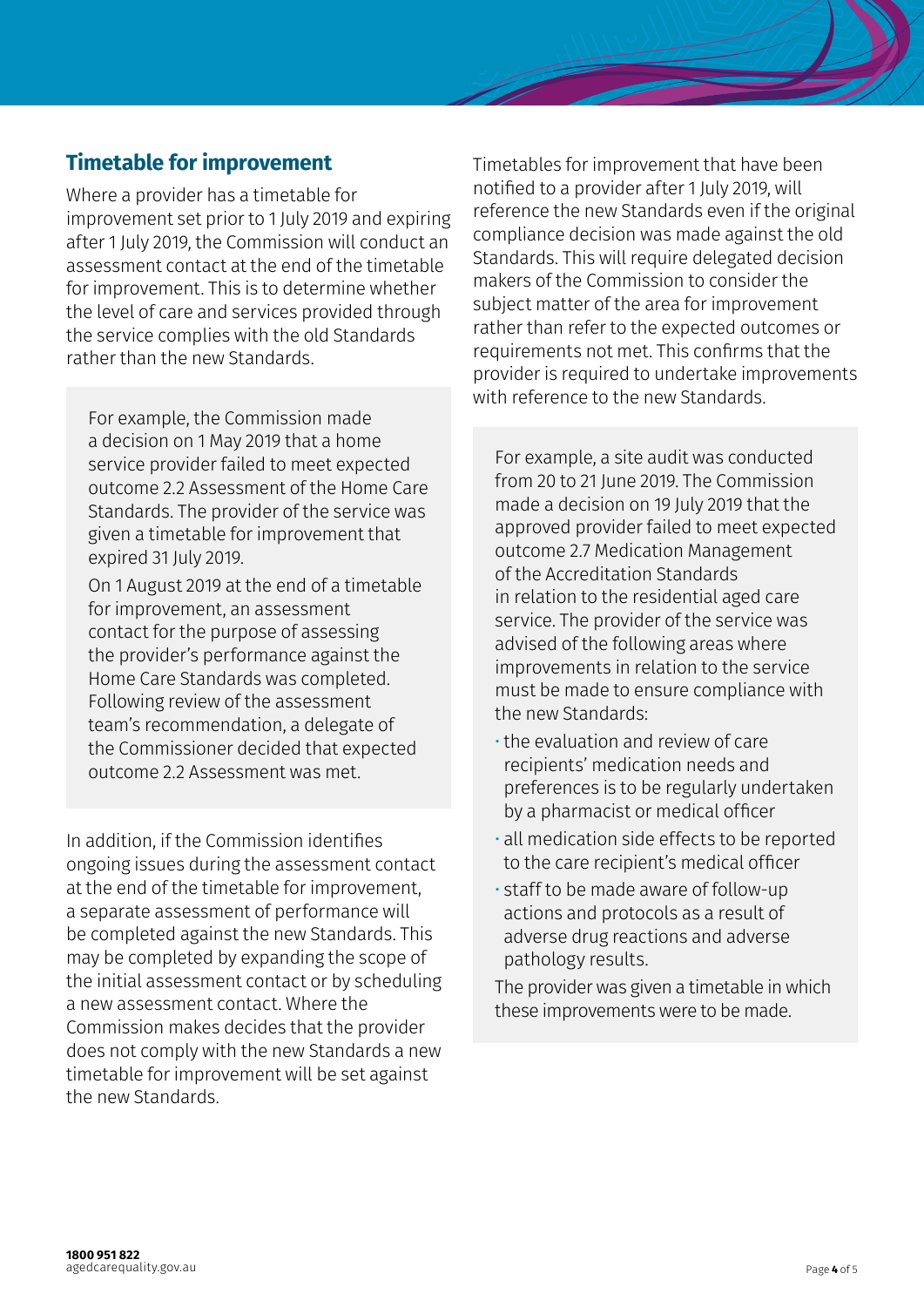## Timetable for improvement

Where a provider has a timetable for improvement set prior to 1 July 2019 and expiring after 1 July 2019, the Commission will conduct an assessment contact at the end of the timetable for improvement. This is to determine whether the level of care and services provided through the service complies with the old Standards rather than the new Standards.

> For example, the Commission made a decision on 1 May 2019 that a home service provider failed to meet expected outcome 2.2 Assessment of the Home Care Standards. The provider of the service was given a timetable for improvement that expired 31 July 2019.
>
> On 1 August 2019 at the end of a timetable for improvement, an assessment contact for the purpose of assessing the provider's performance against the Home Care Standards was completed. Following review of the assessment team's recommendation, a delegate of the Commissioner decided that expected outcome 2.2 Assessment was met.

In addition, if the Commission identifies ongoing issues during the assessment contact at the end of the timetable for improvement, a separate assessment of performance will be completed against the new Standards. This may be completed by expanding the scope of the initial assessment contact or by scheduling a new assessment contact. Where the Commission makes decides that the provider does not comply with the new Standards a new timetable for improvement will be set against the new Standards.

Timetables for improvement that have been notified to a provider after 1 July 2019, will reference the new Standards even if the original compliance decision was made against the old Standards. This will require delegated decision makers of the Commission to consider the subject matter of the area for improvement rather than refer to the expected outcomes or requirements not met. This confirms that the provider is required to undertake improvements with reference to the new Standards.

> For example, a site audit was conducted from 20 to 21 June 2019. The Commission made a decision on 19 July 2019 that the approved provider failed to meet expected outcome 2.7 Medication Management of the Accreditation Standards in relation to the residential aged care service. The provider of the service was advised of the following areas where improvements in relation to the service must be made to ensure compliance with the new Standards:
>
> - the evaluation and review of care recipients' medication needs and preferences is to be regularly undertaken by a pharmacist or medical officer
> - all medication side effects to be reported to the care recipient's medical officer
> - staff to be made aware of follow-up actions and protocols as a result of adverse drug reactions and adverse pathology results.
>
> The provider was given a timetable in which these improvements were to be made.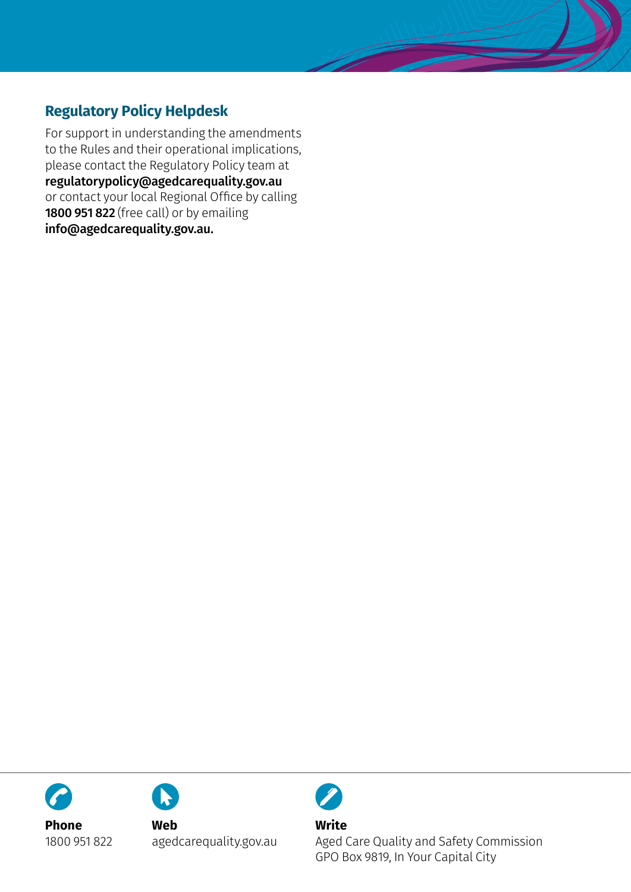## Regulatory Policy Helpdesk

For support in understanding the amendments to the Rules and their operational implications, please contact the Regulatory Policy team at **regulatorypolicy@agedcarequality.gov.au** or contact your local Regional Office by calling **1800 951 822** (free call) or by emailing **info@agedcarequality.gov.au.**

**Phone**
1800 951 822

**Web**
agedcarequality.gov.au

**Write**
Aged Care Quality and Safety Commission
GPO Box 9819, In Your Capital City